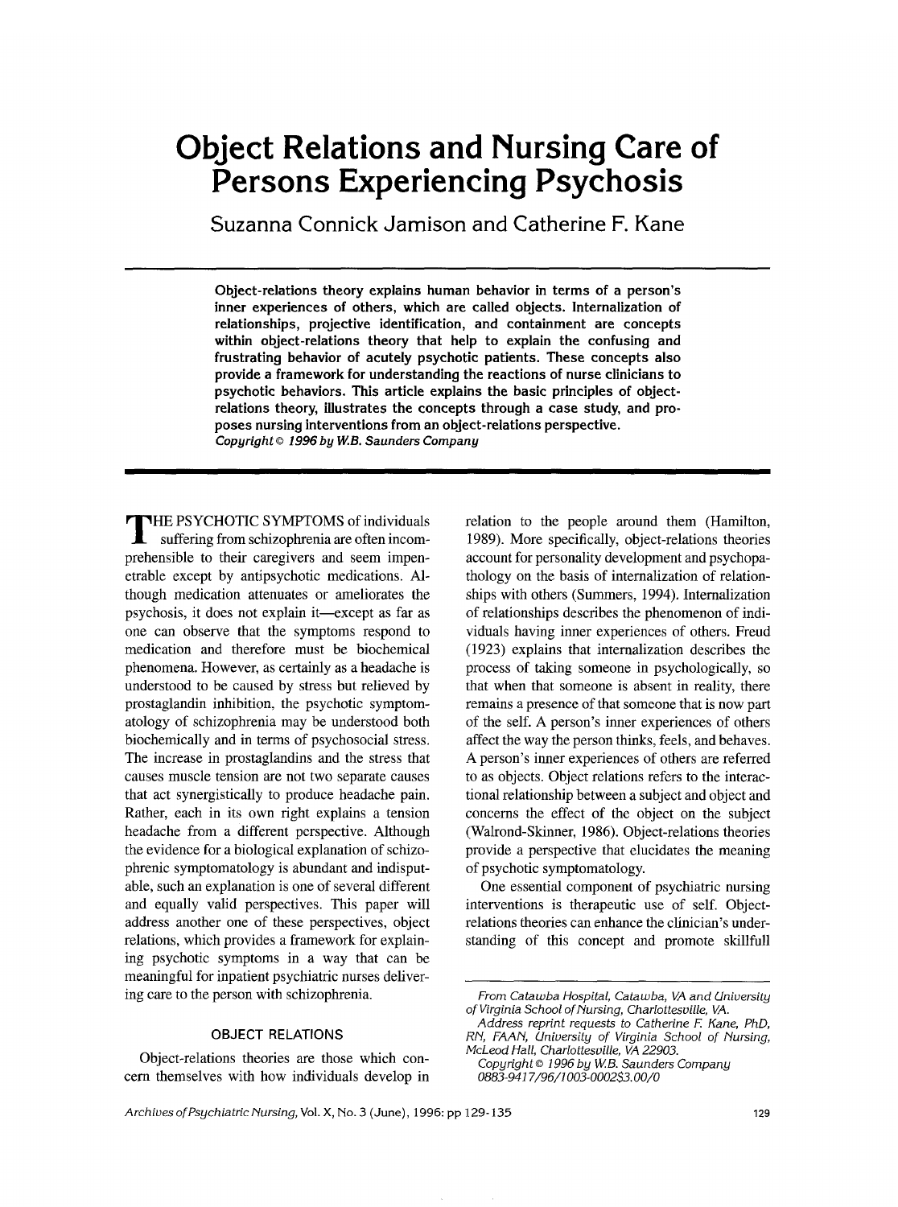# Object Relations and Nursing Care of Persons Experiencing Psychosis

Suzanna Connick Jamison and Catherine F. Kane

**Object-relations theory explains human behavior in terms of a person's inner experiences of others, which are called objects. Internalization of relationships, projective identification, and containment are concepts within object-relations theory that help to explain the confusing and frustrating behavior of acutely psychotic patients. These concepts also provide a framework for understanding the reactions of nurse clinicians to psychotic behaviors. This article explains the basic principles of object-relations theory, illustrates the concepts through a case study, and proposes nursing interventions from an object-relations perspective.**
***Copyright © 1996 by W.B. Saunders Company***

THE PSYCHOTIC SYMPTOMS of individuals suffering from schizophrenia are often incomprehensible to their caregivers and seem impenetrable except by antipsychotic medications. Although medication attenuates or ameliorates the psychosis, it does not explain it—except as far as one can observe that the symptoms respond to medication and therefore must be biochemical phenomena. However, as certainly as a headache is understood to be caused by stress but relieved by prostaglandin inhibition, the psychotic symptomatology of schizophrenia may be understood both biochemically and in terms of psychosocial stress. The increase in prostaglandins and the stress that causes muscle tension are not two separate causes that act synergistically to produce headache pain. Rather, each in its own right explains a tension headache from a different perspective. Although the evidence for a biological explanation of schizophrenic symptomatology is abundant and indisputable, such an explanation is one of several different and equally valid perspectives. This paper will address another one of these perspectives, object relations, which provides a framework for explaining psychotic symptoms in a way that can be meaningful for inpatient psychiatric nurses delivering care to the person with schizophrenia.

## OBJECT RELATIONS

Object-relations theories are those which concern themselves with how individuals develop in relation to the people around them (Hamilton, 1989). More specifically, object-relations theories account for personality development and psychopathology on the basis of internalization of relationships with others (Summers, 1994). Internalization of relationships describes the phenomenon of individuals having inner experiences of others. Freud (1923) explains that internalization describes the process of taking someone in psychologically, so that when that someone is absent in reality, there remains a presence of that someone that is now part of the self. A person's inner experiences of others affect the way the person thinks, feels, and behaves. A person's inner experiences of others are referred to as objects. Object relations refers to the interactional relationship between a subject and object and concerns the effect of the object on the subject (Walrond-Skinner, 1986). Object-relations theories provide a perspective that elucidates the meaning of psychotic symptomatology.

One essential component of psychiatric nursing interventions is therapeutic use of self. Object-relations theories can enhance the clinician's understanding of this concept and promote skillfull

*From Catawba Hospital, Catawba, VA and University of Virginia School of Nursing, Charlottesville, VA.*
*Address reprint requests to Catherine F. Kane, PhD, RN, FAAN, University of Virginia School of Nursing, McLeod Hall, Charlottesville, VA 22903.*
*Copyright © 1996 by W.B. Saunders Company*
*0883-9417/96/1003-0002$3.00/0*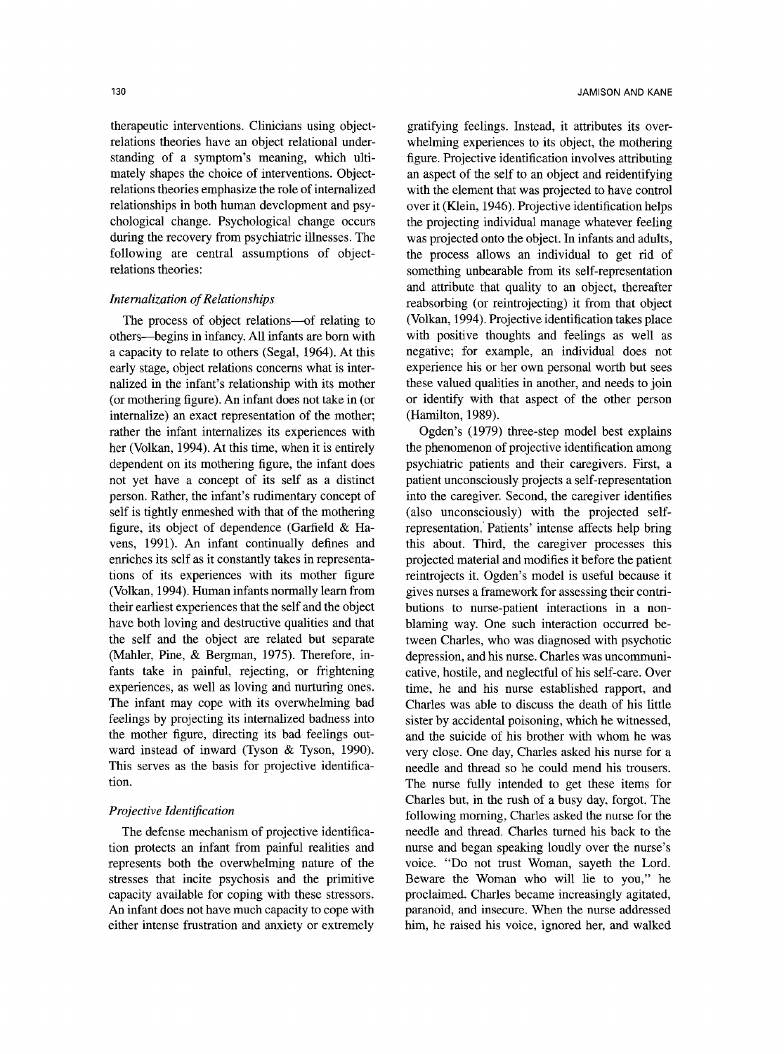therapeutic interventions. Clinicians using object-relations theories have an object relational understanding of a symptom's meaning, which ultimately shapes the choice of interventions. Object-relations theories emphasize the role of internalized relationships in both human development and psychological change. Psychological change occurs during the recovery from psychiatric illnesses. The following are central assumptions of object-relations theories:

### *Internalization of Relationships*

The process of object relations—of relating to others—begins in infancy. All infants are born with a capacity to relate to others (Segal, 1964). At this early stage, object relations concerns what is internalized in the infant's relationship with its mother (or mothering figure). An infant does not take in (or internalize) an exact representation of the mother; rather the infant internalizes its experiences with her (Volkan, 1994). At this time, when it is entirely dependent on its mothering figure, the infant does not yet have a concept of its self as a distinct person. Rather, the infant's rudimentary concept of self is tightly enmeshed with that of the mothering figure, its object of dependence (Garfield & Havens, 1991). An infant continually defines and enriches its self as it constantly takes in representations of its experiences with its mother figure (Volkan, 1994). Human infants normally learn from their earliest experiences that the self and the object have both loving and destructive qualities and that the self and the object are related but separate (Mahler, Pine, & Bergman, 1975). Therefore, infants take in painful, rejecting, or frightening experiences, as well as loving and nurturing ones. The infant may cope with its overwhelming bad feelings by projecting its internalized badness into the mother figure, directing its bad feelings outward instead of inward (Tyson & Tyson, 1990). This serves as the basis for projective identification.

### *Projective Identification*

The defense mechanism of projective identification protects an infant from painful realities and represents both the overwhelming nature of the stresses that incite psychosis and the primitive capacity available for coping with these stressors. An infant does not have much capacity to cope with either intense frustration and anxiety or extremely gratifying feelings. Instead, it attributes its overwhelming experiences to its object, the mothering figure. Projective identification involves attributing an aspect of the self to an object and reidentifying with the element that was projected to have control over it (Klein, 1946). Projective identification helps the projecting individual manage whatever feeling was projected onto the object. In infants and adults, the process allows an individual to get rid of something unbearable from its self-representation and attribute that quality to an object, thereafter reabsorbing (or reintrojecting) it from that object (Volkan, 1994). Projective identification takes place with positive thoughts and feelings as well as negative; for example, an individual does not experience his or her own personal worth but sees these valued qualities in another, and needs to join or identify with that aspect of the other person (Hamilton, 1989).

Ogden's (1979) three-step model best explains the phenomenon of projective identification among psychiatric patients and their caregivers. First, a patient unconsciously projects a self-representation into the caregiver. Second, the caregiver identifies (also unconsciously) with the projected self-representation. Patients' intense affects help bring this about. Third, the caregiver processes this projected material and modifies it before the patient reintrojects it. Ogden's model is useful because it gives nurses a framework for assessing their contributions to nurse-patient interactions in a non-blaming way. One such interaction occurred between Charles, who was diagnosed with psychotic depression, and his nurse. Charles was uncommunicative, hostile, and neglectful of his self-care. Over time, he and his nurse established rapport, and Charles was able to discuss the death of his little sister by accidental poisoning, which he witnessed, and the suicide of his brother with whom he was very close. One day, Charles asked his nurse for a needle and thread so he could mend his trousers. The nurse fully intended to get these items for Charles but, in the rush of a busy day, forgot. The following morning, Charles asked the nurse for the needle and thread. Charles turned his back to the nurse and began speaking loudly over the nurse's voice. "Do not trust Woman, sayeth the Lord. Beware the Woman who will lie to you," he proclaimed. Charles became increasingly agitated, paranoid, and insecure. When the nurse addressed him, he raised his voice, ignored her, and walked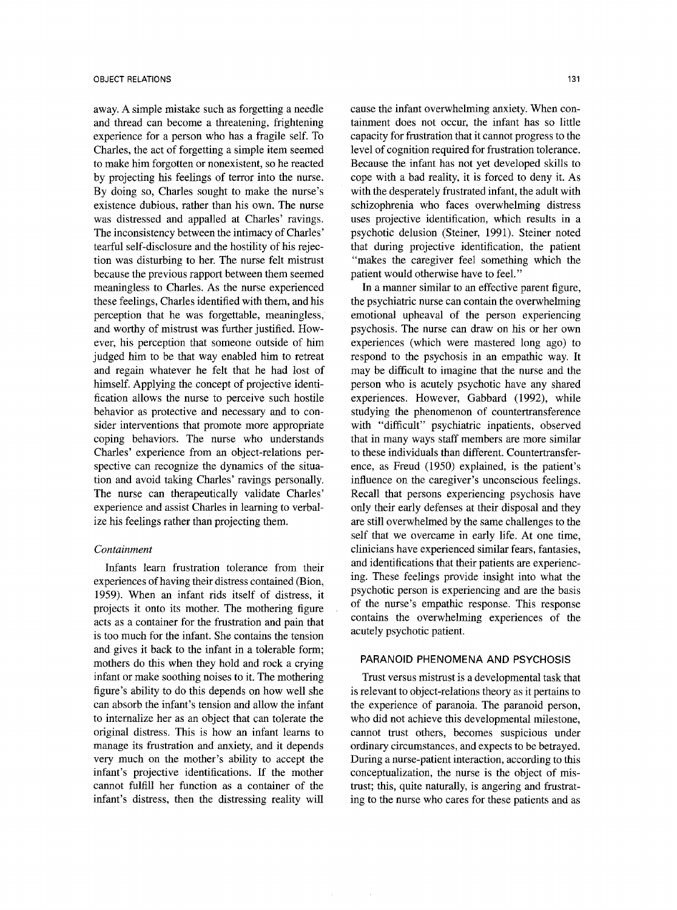away. A simple mistake such as forgetting a needle and thread can become a threatening, frightening experience for a person who has a fragile self. To Charles, the act of forgetting a simple item seemed to make him forgotten or nonexistent, so he reacted by projecting his feelings of terror into the nurse. By doing so, Charles sought to make the nurse's existence dubious, rather than his own. The nurse was distressed and appalled at Charles' ravings. The inconsistency between the intimacy of Charles' tearful self-disclosure and the hostility of his rejection was disturbing to her. The nurse felt mistrust because the previous rapport between them seemed meaningless to Charles. As the nurse experienced these feelings, Charles identified with them, and his perception that he was forgettable, meaningless, and worthy of mistrust was further justified. However, his perception that someone outside of him judged him to be that way enabled him to retreat and regain whatever he felt that he had lost of himself. Applying the concept of projective identification allows the nurse to perceive such hostile behavior as protective and necessary and to consider interventions that promote more appropriate coping behaviors. The nurse who understands Charles' experience from an object-relations perspective can recognize the dynamics of the situation and avoid taking Charles' ravings personally. The nurse can therapeutically validate Charles' experience and assist Charles in learning to verbalize his feelings rather than projecting them.

### *Containment*

Infants learn frustration tolerance from their experiences of having their distress contained (Bion, 1959). When an infant rids itself of distress, it projects it onto its mother. The mothering figure acts as a container for the frustration and pain that is too much for the infant. She contains the tension and gives it back to the infant in a tolerable form; mothers do this when they hold and rock a crying infant or make soothing noises to it. The mothering figure's ability to do this depends on how well she can absorb the infant's tension and allow the infant to internalize her as an object that can tolerate the original distress. This is how an infant learns to manage its frustration and anxiety, and it depends very much on the mother's ability to accept the infant's projective identifications. If the mother cannot fulfill her function as a container of the infant's distress, then the distressing reality will cause the infant overwhelming anxiety. When containment does not occur, the infant has so little capacity for frustration that it cannot progress to the level of cognition required for frustration tolerance. Because the infant has not yet developed skills to cope with a bad reality, it is forced to deny it. As with the desperately frustrated infant, the adult with schizophrenia who faces overwhelming distress uses projective identification, which results in a psychotic delusion (Steiner, 1991). Steiner noted that during projective identification, the patient "makes the caregiver feel something which the patient would otherwise have to feel."

In a manner similar to an effective parent figure, the psychiatric nurse can contain the overwhelming emotional upheaval of the person experiencing psychosis. The nurse can draw on his or her own experiences (which were mastered long ago) to respond to the psychosis in an empathic way. It may be difficult to imagine that the nurse and the person who is acutely psychotic have any shared experiences. However, Gabbard (1992), while studying the phenomenon of countertransference with "difficult" psychiatric inpatients, observed that in many ways staff members are more similar to these individuals than different. Countertransference, as Freud (1950) explained, is the patient's influence on the caregiver's unconscious feelings. Recall that persons experiencing psychosis have only their early defenses at their disposal and they are still overwhelmed by the same challenges to the self that we overcame in early life. At one time, clinicians have experienced similar fears, fantasies, and identifications that their patients are experiencing. These feelings provide insight into what the psychotic person is experiencing and are the basis of the nurse's empathic response. This response contains the overwhelming experiences of the acutely psychotic patient.

## PARANOID PHENOMENA AND PSYCHOSIS

Trust versus mistrust is a developmental task that is relevant to object-relations theory as it pertains to the experience of paranoia. The paranoid person, who did not achieve this developmental milestone, cannot trust others, becomes suspicious under ordinary circumstances, and expects to be betrayed. During a nurse-patient interaction, according to this conceptualization, the nurse is the object of mistrust; this, quite naturally, is angering and frustrating to the nurse who cares for these patients and as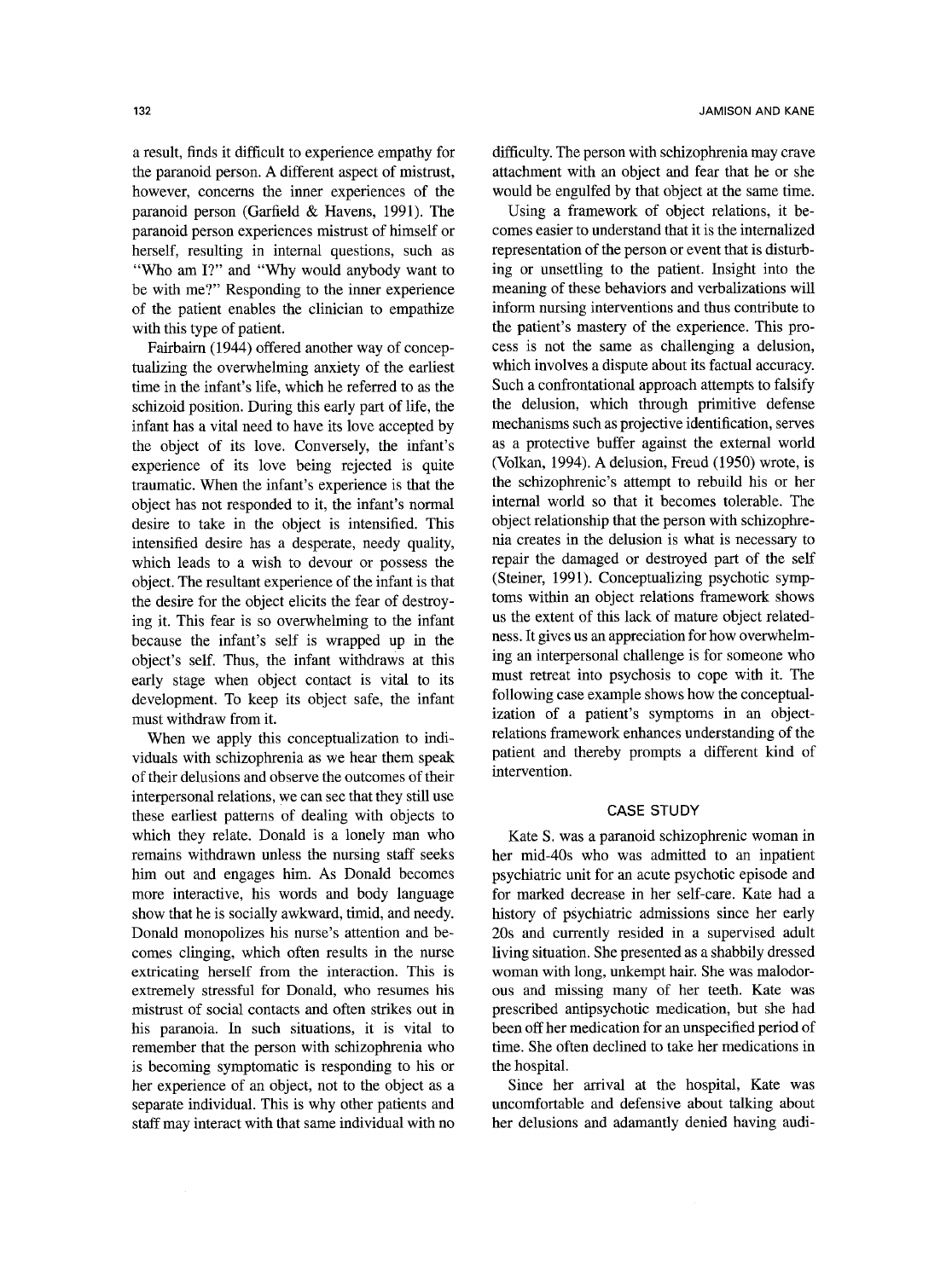a result, finds it difficult to experience empathy for the paranoid person. A different aspect of mistrust, however, concerns the inner experiences of the paranoid person (Garfield & Havens, 1991). The paranoid person experiences mistrust of himself or herself, resulting in internal questions, such as "Who am I?" and "Why would anybody want to be with me?" Responding to the inner experience of the patient enables the clinician to empathize with this type of patient.

Fairbairn (1944) offered another way of conceptualizing the overwhelming anxiety of the earliest time in the infant's life, which he referred to as the schizoid position. During this early part of life, the infant has a vital need to have its love accepted by the object of its love. Conversely, the infant's experience of its love being rejected is quite traumatic. When the infant's experience is that the object has not responded to it, the infant's normal desire to take in the object is intensified. This intensified desire has a desperate, needy quality, which leads to a wish to devour or possess the object. The resultant experience of the infant is that the desire for the object elicits the fear of destroying it. This fear is so overwhelming to the infant because the infant's self is wrapped up in the object's self. Thus, the infant withdraws at this early stage when object contact is vital to its development. To keep its object safe, the infant must withdraw from it.

When we apply this conceptualization to individuals with schizophrenia as we hear them speak of their delusions and observe the outcomes of their interpersonal relations, we can see that they still use these earliest patterns of dealing with objects to which they relate. Donald is a lonely man who remains withdrawn unless the nursing staff seeks him out and engages him. As Donald becomes more interactive, his words and body language show that he is socially awkward, timid, and needy. Donald monopolizes his nurse's attention and becomes clinging, which often results in the nurse extricating herself from the interaction. This is extremely stressful for Donald, who resumes his mistrust of social contacts and often strikes out in his paranoia. In such situations, it is vital to remember that the person with schizophrenia who is becoming symptomatic is responding to his or her experience of an object, not to the object as a separate individual. This is why other patients and staff may interact with that same individual with no difficulty. The person with schizophrenia may crave attachment with an object and fear that he or she would be engulfed by that object at the same time.

Using a framework of object relations, it becomes easier to understand that it is the internalized representation of the person or event that is disturbing or unsettling to the patient. Insight into the meaning of these behaviors and verbalizations will inform nursing interventions and thus contribute to the patient's mastery of the experience. This process is not the same as challenging a delusion, which involves a dispute about its factual accuracy. Such a confrontational approach attempts to falsify the delusion, which through primitive defense mechanisms such as projective identification, serves as a protective buffer against the external world (Volkan, 1994). A delusion, Freud (1950) wrote, is the schizophrenic's attempt to rebuild his or her internal world so that it becomes tolerable. The object relationship that the person with schizophrenia creates in the delusion is what is necessary to repair the damaged or destroyed part of the self (Steiner, 1991). Conceptualizing psychotic symptoms within an object relations framework shows us the extent of this lack of mature object relatedness. It gives us an appreciation for how overwhelming an interpersonal challenge is for someone who must retreat into psychosis to cope with it. The following case example shows how the conceptualization of a patient's symptoms in an object-relations framework enhances understanding of the patient and thereby prompts a different kind of intervention.

## CASE STUDY

Kate S. was a paranoid schizophrenic woman in her mid-40s who was admitted to an inpatient psychiatric unit for an acute psychotic episode and for marked decrease in her self-care. Kate had a history of psychiatric admissions since her early 20s and currently resided in a supervised adult living situation. She presented as a shabbily dressed woman with long, unkempt hair. She was malodorous and missing many of her teeth. Kate was prescribed antipsychotic medication, but she had been off her medication for an unspecified period of time. She often declined to take her medications in the hospital.

Since her arrival at the hospital, Kate was uncomfortable and defensive about talking about her delusions and adamantly denied having audi-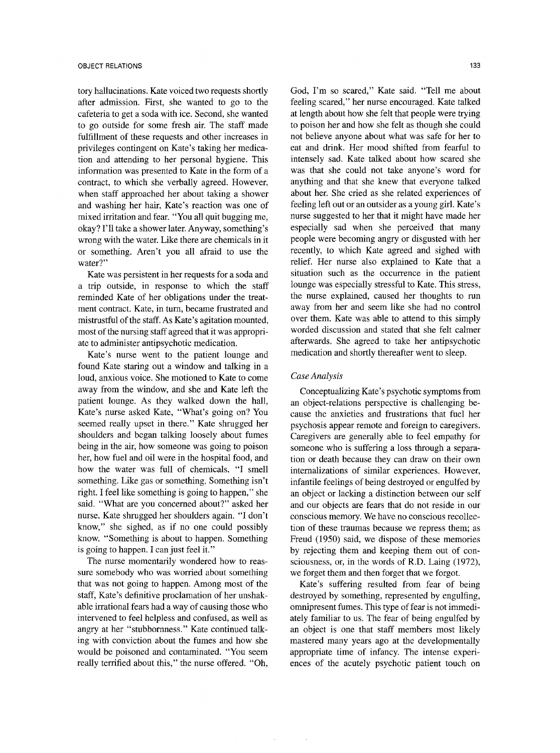tory hallucinations. Kate voiced two requests shortly after admission. First, she wanted to go to the cafeteria to get a soda with ice. Second, she wanted to go outside for some fresh air. The staff made fulfillment of these requests and other increases in privileges contingent on Kate's taking her medication and attending to her personal hygiene. This information was presented to Kate in the form of a contract, to which she verbally agreed. However, when staff approached her about taking a shower and washing her hair, Kate's reaction was one of mixed irritation and fear. "You all quit bugging me, okay? I'll take a shower later. Anyway, something's wrong with the water. Like there are chemicals in it or something. Aren't you all afraid to use the water?"

Kate was persistent in her requests for a soda and a trip outside, in response to which the staff reminded Kate of her obligations under the treatment contract. Kate, in turn, became frustrated and mistrustful of the staff. As Kate's agitation mounted, most of the nursing staff agreed that it was appropriate to administer antipsychotic medication.

Kate's nurse went to the patient lounge and found Kate staring out a window and talking in a loud, anxious voice. She motioned to Kate to come away from the window, and she and Kate left the patient lounge. As they walked down the hall, Kate's nurse asked Kate, "What's going on? You seemed really upset in there." Kate shrugged her shoulders and began talking loosely about fumes being in the air, how someone was going to poison her, how fuel and oil were in the hospital food, and how the water was full of chemicals. "I smell something. Like gas or something. Something isn't right. I feel like something is going to happen," she said. "What are you concerned about?" asked her nurse. Kate shrugged her shoulders again. "I don't know," she sighed, as if no one could possibly know. "Something is about to happen. Something is going to happen. I can just feel it."

The nurse momentarily wondered how to reassure somebody who was worried about something that was not going to happen. Among most of the staff, Kate's definitive proclamation of her unshakable irrational fears had a way of causing those who intervened to feel helpless and confused, as well as angry at her "stubbornness." Kate continued talking with conviction about the fumes and how she would be poisoned and contaminated. "You seem really terrified about this," the nurse offered. "Oh, God, I'm so scared," Kate said. "Tell me about feeling scared," her nurse encouraged. Kate talked at length about how she felt that people were trying to poison her and how she felt as though she could not believe anyone about what was safe for her to eat and drink. Her mood shifted from fearful to intensely sad. Kate talked about how scared she was that she could not take anyone's word for anything and that she knew that everyone talked about her. She cried as she related experiences of feeling left out or an outsider as a young girl. Kate's nurse suggested to her that it might have made her especially sad when she perceived that many people were becoming angry or disgusted with her recently, to which Kate agreed and sighed with relief. Her nurse also explained to Kate that a situation such as the occurrence in the patient lounge was especially stressful to Kate. This stress, the nurse explained, caused her thoughts to run away from her and seem like she had no control over them. Kate was able to attend to this simply worded discussion and stated that she felt calmer afterwards. She agreed to take her antipsychotic medication and shortly thereafter went to sleep.

### *Case Analysis*

Conceptualizing Kate's psychotic symptoms from an object-relations perspective is challenging because the anxieties and frustrations that fuel her psychosis appear remote and foreign to caregivers. Caregivers are generally able to feel empathy for someone who is suffering a loss through a separation or death because they can draw on their own internalizations of similar experiences. However, infantile feelings of being destroyed or engulfed by an object or lacking a distinction between our self and our objects are fears that do not reside in our conscious memory. We have no conscious recollection of these traumas because we repress them; as Freud (1950) said, we dispose of these memories by rejecting them and keeping them out of consciousness, or, in the words of R.D. Laing (1972), we forget them and then forget that we forgot.

Kate's suffering resulted from fear of being destroyed by something, represented by engulfing, omnipresent fumes. This type of fear is not immediately familiar to us. The fear of being engulfed by an object is one that staff members most likely mastered many years ago at the developmentally appropriate time of infancy. The intense experiences of the acutely psychotic patient touch on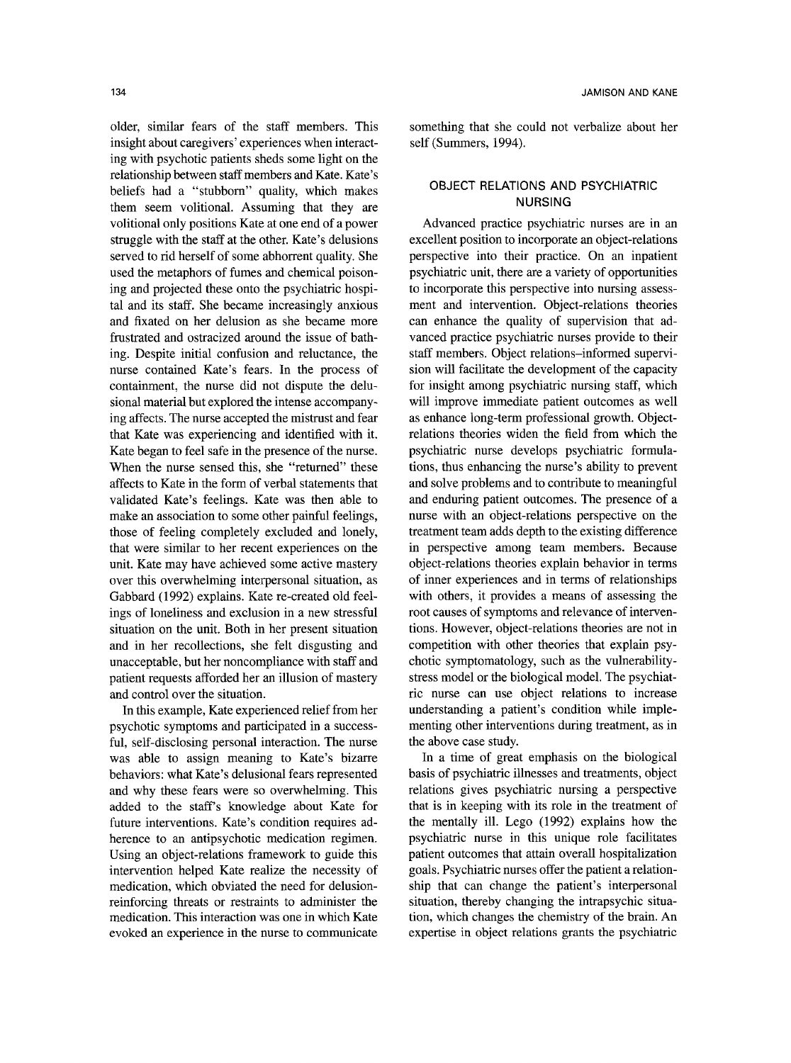older, similar fears of the staff members. This insight about caregivers' experiences when interacting with psychotic patients sheds some light on the relationship between staff members and Kate. Kate's beliefs had a "stubborn" quality, which makes them seem volitional. Assuming that they are volitional only positions Kate at one end of a power struggle with the staff at the other. Kate's delusions served to rid herself of some abhorrent quality. She used the metaphors of fumes and chemical poisoning and projected these onto the psychiatric hospital and its staff. She became increasingly anxious and fixated on her delusion as she became more frustrated and ostracized around the issue of bathing. Despite initial confusion and reluctance, the nurse contained Kate's fears. In the process of containment, the nurse did not dispute the delusional material but explored the intense accompanying affects. The nurse accepted the mistrust and fear that Kate was experiencing and identified with it. Kate began to feel safe in the presence of the nurse. When the nurse sensed this, she "returned" these affects to Kate in the form of verbal statements that validated Kate's feelings. Kate was then able to make an association to some other painful feelings, those of feeling completely excluded and lonely, that were similar to her recent experiences on the unit. Kate may have achieved some active mastery over this overwhelming interpersonal situation, as Gabbard (1992) explains. Kate re-created old feelings of loneliness and exclusion in a new stressful situation on the unit. Both in her present situation and in her recollections, she felt disgusting and unacceptable, but her noncompliance with staff and patient requests afforded her an illusion of mastery and control over the situation.

In this example, Kate experienced relief from her psychotic symptoms and participated in a successful, self-disclosing personal interaction. The nurse was able to assign meaning to Kate's bizarre behaviors: what Kate's delusional fears represented and why these fears were so overwhelming. This added to the staff's knowledge about Kate for future interventions. Kate's condition requires adherence to an antipsychotic medication regimen. Using an object-relations framework to guide this intervention helped Kate realize the necessity of medication, which obviated the need for delusion-reinforcing threats or restraints to administer the medication. This interaction was one in which Kate evoked an experience in the nurse to communicate something that she could not verbalize about her self (Summers, 1994).

## OBJECT RELATIONS AND PSYCHIATRIC NURSING

Advanced practice psychiatric nurses are in an excellent position to incorporate an object-relations perspective into their practice. On an inpatient psychiatric unit, there are a variety of opportunities to incorporate this perspective into nursing assessment and intervention. Object-relations theories can enhance the quality of supervision that advanced practice psychiatric nurses provide to their staff members. Object relations–informed supervision will facilitate the development of the capacity for insight among psychiatric nursing staff, which will improve immediate patient outcomes as well as enhance long-term professional growth. Object-relations theories widen the field from which the psychiatric nurse develops psychiatric formulations, thus enhancing the nurse's ability to prevent and solve problems and to contribute to meaningful and enduring patient outcomes. The presence of a nurse with an object-relations perspective on the treatment team adds depth to the existing difference in perspective among team members. Because object-relations theories explain behavior in terms of inner experiences and in terms of relationships with others, it provides a means of assessing the root causes of symptoms and relevance of interventions. However, object-relations theories are not in competition with other theories that explain psychotic symptomatology, such as the vulnerability-stress model or the biological model. The psychiatric nurse can use object relations to increase understanding a patient's condition while implementing other interventions during treatment, as in the above case study.

In a time of great emphasis on the biological basis of psychiatric illnesses and treatments, object relations gives psychiatric nursing a perspective that is in keeping with its role in the treatment of the mentally ill. Lego (1992) explains how the psychiatric nurse in this unique role facilitates patient outcomes that attain overall hospitalization goals. Psychiatric nurses offer the patient a relationship that can change the patient's interpersonal situation, thereby changing the intrapsychic situation, which changes the chemistry of the brain. An expertise in object relations grants the psychiatric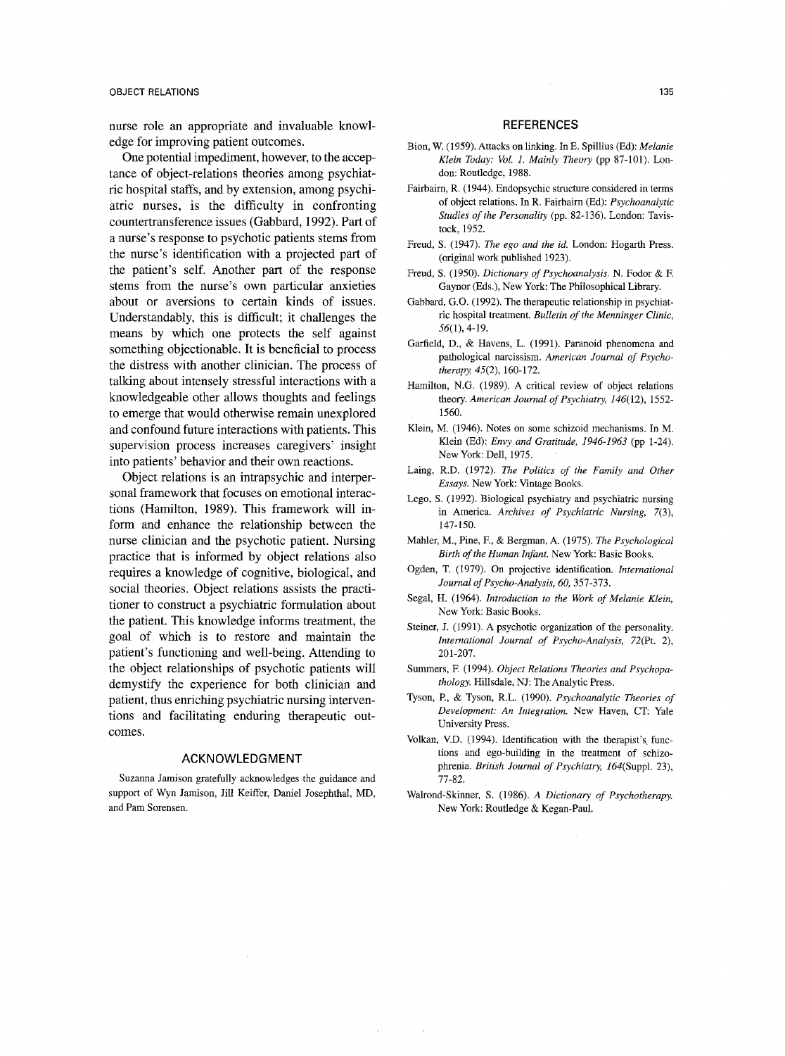nurse role an appropriate and invaluable knowledge for improving patient outcomes.

One potential impediment, however, to the acceptance of object-relations theories among psychiatric hospital staffs, and by extension, among psychiatric nurses, is the difficulty in confronting countertransference issues (Gabbard, 1992). Part of a nurse's response to psychotic patients stems from the nurse's identification with a projected part of the patient's self. Another part of the response stems from the nurse's own particular anxieties about or aversions to certain kinds of issues. Understandably, this is difficult; it challenges the means by which one protects the self against something objectionable. It is beneficial to process the distress with another clinician. The process of talking about intensely stressful interactions with a knowledgeable other allows thoughts and feelings to emerge that would otherwise remain unexplored and confound future interactions with patients. This supervision process increases caregivers' insight into patients' behavior and their own reactions.

Object relations is an intrapsychic and interpersonal framework that focuses on emotional interactions (Hamilton, 1989). This framework will inform and enhance the relationship between the nurse clinician and the psychotic patient. Nursing practice that is informed by object relations also requires a knowledge of cognitive, biological, and social theories. Object relations assists the practitioner to construct a psychiatric formulation about the patient. This knowledge informs treatment, the goal of which is to restore and maintain the patient's functioning and well-being. Attending to the object relationships of psychotic patients will demystify the experience for both clinician and patient, thus enriching psychiatric nursing interventions and facilitating enduring therapeutic outcomes.

## ACKNOWLEDGMENT

Suzanna Jamison gratefully acknowledges the guidance and support of Wyn Jamison, Jill Keiffer, Daniel Josephthal, MD, and Pam Sorensen.

## REFERENCES

Bion, W. (1959). Attacks on linking. In E. Spillius (Ed): *Melanie Klein Today: Vol. 1. Mainly Theory* (pp 87-101). London: Routledge, 1988.

Fairbairn, R. (1944). Endopsychic structure considered in terms of object relations. In R. Fairbairn (Ed): *Psychoanalytic Studies of the Personality* (pp. 82-136). London: Tavistock, 1952.

Freud, S. (1947). *The ego and the id.* London: Hogarth Press. (original work published 1923).

Freud, S. (1950). *Dictionary of Psychoanalysis.* N. Fodor & F. Gaynor (Eds.), New York: The Philosophical Library.

Gabbard, G.O. (1992). The therapeutic relationship in psychiatric hospital treatment. *Bulletin of the Menninger Clinic, 56*(1), 4-19.

Garfield, D., & Havens, L. (1991). Paranoid phenomena and pathological narcissism. *American Journal of Psychotherapy, 45*(2), 160-172.

Hamilton, N.G. (1989). A critical review of object relations theory. *American Journal of Psychiatry, 146*(12), 1552-1560.

Klein, M. (1946). Notes on some schizoid mechanisms. In M. Klein (Ed): *Envy and Gratitude, 1946-1963* (pp 1-24). New York: Dell, 1975.

Laing, R.D. (1972). *The Politics of the Family and Other Essays.* New York: Vintage Books.

Lego, S. (1992). Biological psychiatry and psychiatric nursing in America. *Archives of Psychiatric Nursing, 7*(3), 147-150.

Mahler, M., Pine, F., & Bergman, A. (1975). *The Psychological Birth of the Human Infant.* New York: Basic Books.

Ogden, T. (1979). On projective identification. *International Journal of Psycho-Analysis, 60,* 357-373.

Segal, H. (1964). *Introduction to the Work of Melanie Klein,* New York: Basic Books.

Steiner, J. (1991). A psychotic organization of the personality. *International Journal of Psycho-Analysis, 72*(Pt. 2), 201-207.

Summers, F. (1994). *Object Relations Theories and Psychopathology.* Hillsdale, NJ: The Analytic Press.

Tyson, P., & Tyson, R.L. (1990). *Psychoanalytic Theories of Development: An Integration.* New Haven, CT: Yale University Press.

Volkan, V.D. (1994). Identification with the therapist's functions and ego-building in the treatment of schizophrenia. *British Journal of Psychiatry, 164*(Suppl. 23), 77-82.

Walrond-Skinner, S. (1986). *A Dictionary of Psychotherapy.* New York: Routledge & Kegan-Paul.